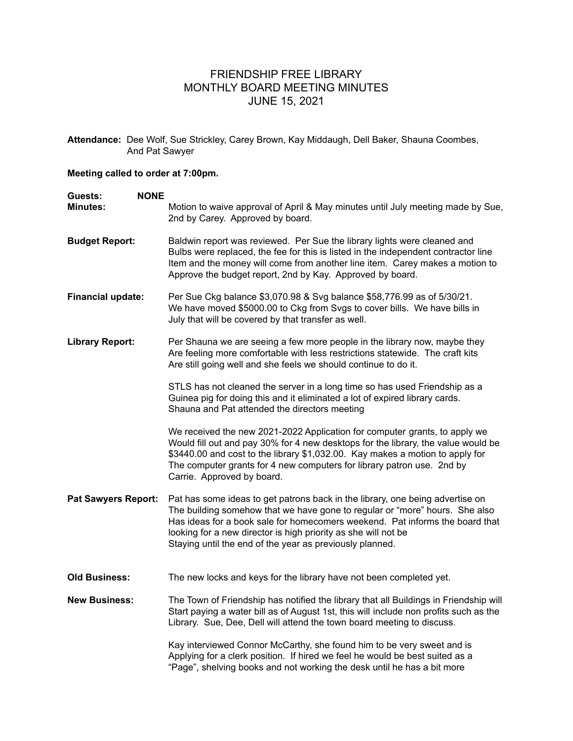# FRIENDSHIP FREE LIBRARY
## MONTHLY BOARD MEETING MINUTES
### JUNE 15, 2021

**Attendance:** Dee Wolf, Sue Strickley, Carey Brown, Kay Middaugh, Dell Baker, Shauna Coombes, And Pat Sawyer

**Meeting called to order at 7:00pm.**

**Guests:** **NONE**

**Minutes:** Motion to waive approval of April & May minutes until July meeting made by Sue, 2nd by Carey. Approved by board.

**Budget Report:** Baldwin report was reviewed. Per Sue the library lights were cleaned and Bulbs were replaced, the fee for this is listed in the independent contractor line Item and the money will come from another line item. Carey makes a motion to Approve the budget report, 2nd by Kay. Approved by board.

**Financial update:** Per Sue Ckg balance $3,070.98 & Svg balance $58,776.99 as of 5/30/21. We have moved $5000.00 to Ckg from Svgs to cover bills. We have bills in July that will be covered by that transfer as well.

**Library Report:** Per Shauna we are seeing a few more people in the library now, maybe they Are feeling more comfortable with less restrictions statewide. The craft kits Are still going well and she feels we should continue to do it.

STLS has not cleaned the server in a long time so has used Friendship as a Guinea pig for doing this and it eliminated a lot of expired library cards. Shauna and Pat attended the directors meeting

We received the new 2021-2022 Application for computer grants, to apply we Would fill out and pay 30% for 4 new desktops for the library, the value would be $3440.00 and cost to the library $1,032.00. Kay makes a motion to apply for The computer grants for 4 new computers for library patron use. 2nd by Carrie. Approved by board.

**Pat Sawyers Report:** Pat has some ideas to get patrons back in the library, one being advertise on The building somehow that we have gone to regular or "more" hours. She also Has ideas for a book sale for homecomers weekend. Pat informs the board that looking for a new director is high priority as she will not be Staying until the end of the year as previously planned.

**Old Business:** The new locks and keys for the library have not been completed yet.

**New Business:** The Town of Friendship has notified the library that all Buildings in Friendship will Start paying a water bill as of August 1st, this will include non profits such as the Library. Sue, Dee, Dell will attend the town board meeting to discuss.

Kay interviewed Connor McCarthy, she found him to be very sweet and is Applying for a clerk position. If hired we feel he would be best suited as a "Page", shelving books and not working the desk until he has a bit more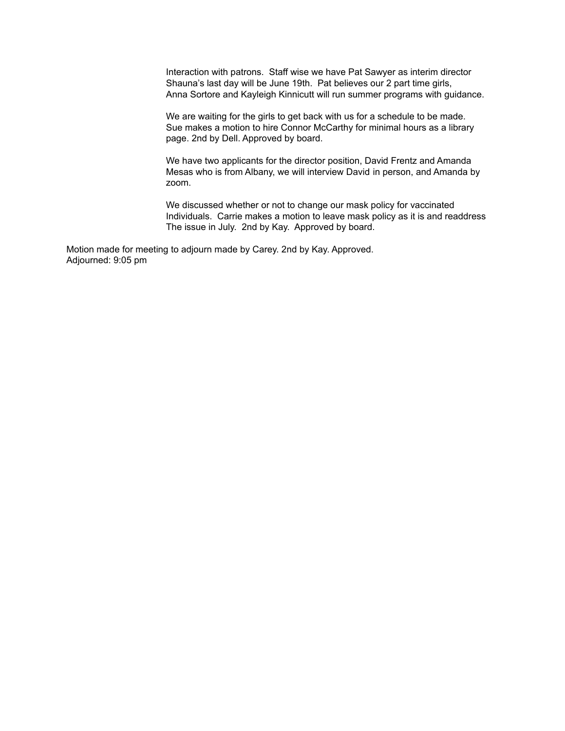Interaction with patrons. Staff wise we have Pat Sawyer as interim director Shauna's last day will be June 19th. Pat believes our 2 part time girls, Anna Sortore and Kayleigh Kinnicutt will run summer programs with guidance.

We are waiting for the girls to get back with us for a schedule to be made. Sue makes a motion to hire Connor McCarthy for minimal hours as a library page. 2nd by Dell. Approved by board.

We have two applicants for the director position, David Frentz and Amanda Mesas who is from Albany, we will interview David in person, and Amanda by zoom.

We discussed whether or not to change our mask policy for vaccinated Individuals. Carrie makes a motion to leave mask policy as it is and readdress The issue in July. 2nd by Kay. Approved by board.

Motion made for meeting to adjourn made by Carey. 2nd by Kay. Approved.
Adjourned: 9:05 pm